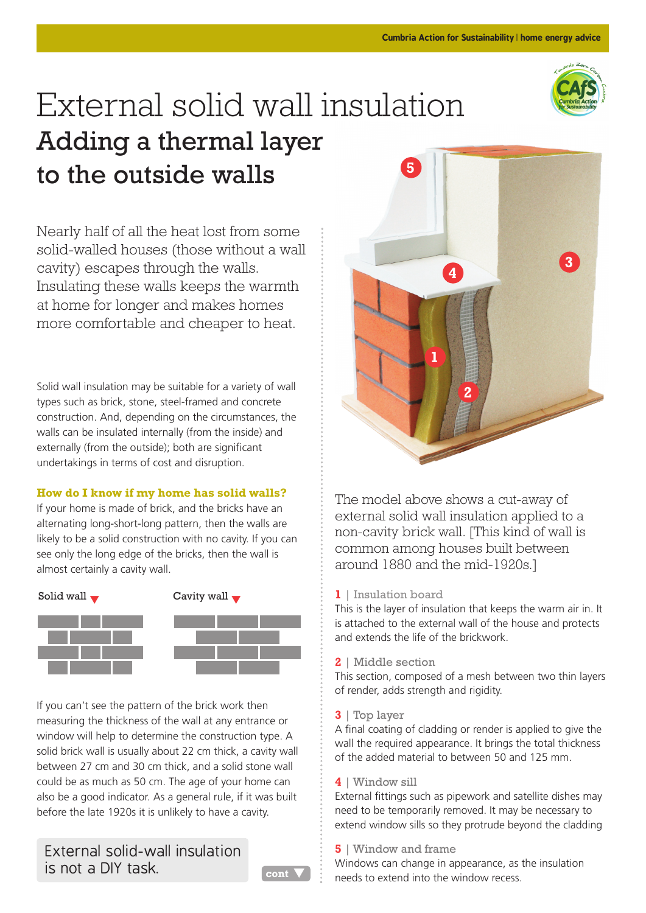# External solid wall insulation

## Adding a thermal layer to the outside walls

Nearly half of all the heat lost from some solid-walled houses (those without a wall cavity) escapes through the walls. Insulating these walls keeps the warmth at home for longer and makes homes more comfortable and cheaper to heat.

Solid wall insulation may be suitable for a variety of wall types such as brick, stone, steel-framed and concrete construction. And, depending on the circumstances, the walls can be insulated internally (from the inside) and externally (from the outside); both are significant undertakings in terms of cost and disruption.

### How do I know if my home has solid walls?

If your home is made of brick, and the bricks have an alternating long-short-long pattern, then the walls are likely to be a solid construction with no cavity. If you can see only the long edge of the bricks, then the wall is almost certainly a cavity wall.

Solid wall ▼

Cavity wall ▼

If you can't see the pattern of the brick work then measuring the thickness of the wall at any entrance or window will help to determine the construction type. A solid brick wall is usually about 22 cm thick, a cavity wall between 27 cm and 30 cm thick, and a solid stone wall could be as much as 50 cm. The age of your home can also be a good indicator. As a general rule, if it was built before the late 1920s it is unlikely to have a cavity.

External solid-wall insulation is not a DIY task.

cont ▼

The model above shows a cut-away of external solid wall insulation applied to a non-cavity brick wall. [This kind of wall is common among houses built between around 1880 and the mid-1920s.]

**1** | Insulation board

This is the layer of insulation that keeps the warm air in. It is attached to the external wall of the house and protects and extends the life of the brickwork.

**2** | Middle section

This section, composed of a mesh between two thin layers of render, adds strength and rigidity.

**3** | Top layer

A final coating of cladding or render is applied to give the wall the required appearance. It brings the total thickness of the added material to between 50 and 125 mm.

**4** | Window sill

External fittings such as pipework and satellite dishes may need to be temporarily removed. It may be necessary to extend window sills so they protrude beyond the cladding

**5** | Window and frame

Windows can change in appearance, as the insulation needs to extend into the window recess.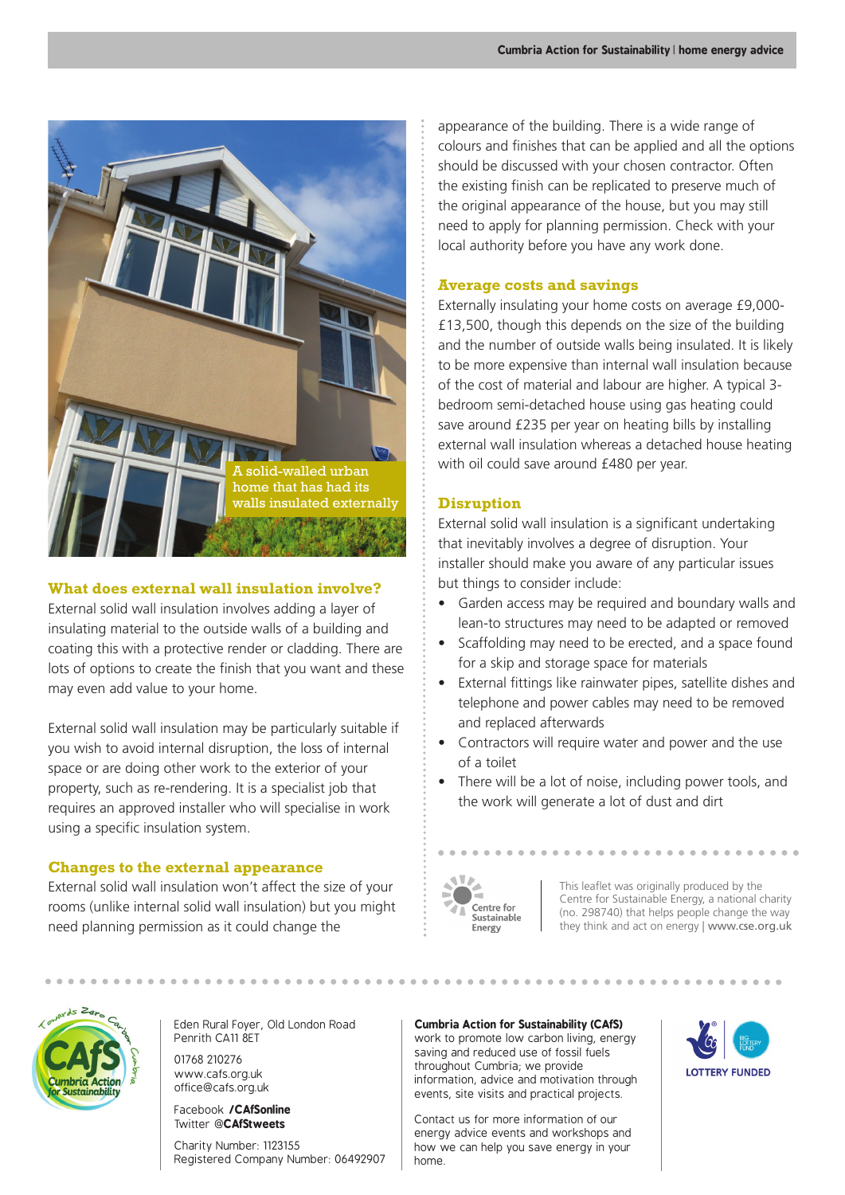A solid-walled urban home that has had its walls insulated externally

### What does external wall insulation involve?

External solid wall insulation involves adding a layer of insulating material to the outside walls of a building and coating this with a protective render or cladding. There are lots of options to create the finish that you want and these may even add value to your home.

External solid wall insulation may be particularly suitable if you wish to avoid internal disruption, the loss of internal space or are doing other work to the exterior of your property, such as re-rendering. It is a specialist job that requires an approved installer who will specialise in work using a specific insulation system.

### Changes to the external appearance

External solid wall insulation won't affect the size of your rooms (unlike internal solid wall insulation) but you might need planning permission as it could change the appearance of the building. There is a wide range of colours and finishes that can be applied and all the options should be discussed with your chosen contractor. Often the existing finish can be replicated to preserve much of the original appearance of the house, but you may still need to apply for planning permission. Check with your local authority before you have any work done.

### Average costs and savings

Externally insulating your home costs on average £9,000-£13,500, though this depends on the size of the building and the number of outside walls being insulated. It is likely to be more expensive than internal wall insulation because of the cost of material and labour are higher. A typical 3-bedroom semi-detached house using gas heating could save around £235 per year on heating bills by installing external wall insulation whereas a detached house heating with oil could save around £480 per year.

### Disruption

External solid wall insulation is a significant undertaking that inevitably involves a degree of disruption. Your installer should make you aware of any particular issues but things to consider include:

- Garden access may be required and boundary walls and lean-to structures may need to be adapted or removed
- Scaffolding may need to be erected, and a space found for a skip and storage space for materials
- External fittings like rainwater pipes, satellite dishes and telephone and power cables may need to be removed and replaced afterwards
- Contractors will require water and power and the use of a toilet
- There will be a lot of noise, including power tools, and the work will generate a lot of dust and dirt

Centre for Sustainable Energy

This leaflet was originally produced by the Centre for Sustainable Energy, a national charity (no. 298740) that helps people change the way they think and act on energy | www.cse.org.uk

Towards Zero Carbon Cumbria
CAfS Cumbria Action for Sustainability

Eden Rural Foyer, Old London Road
Penrith CA11 8ET

01768 210276
www.cafs.org.uk
office@cafs.org.uk

Facebook **/CAfSonline**
Twitter @**CAfStweets**

Charity Number: 1123155
Registered Company Number: 06492907

**Cumbria Action for Sustainability (CAfS)** work to promote low carbon living, energy saving and reduced use of fossil fuels throughout Cumbria; we provide information, advice and motivation through events, site visits and practical projects.

Contact us for more information of our energy advice events and workshops and how we can help you save energy in your home.

BIG LOTTERY FUND
LOTTERY FUNDED